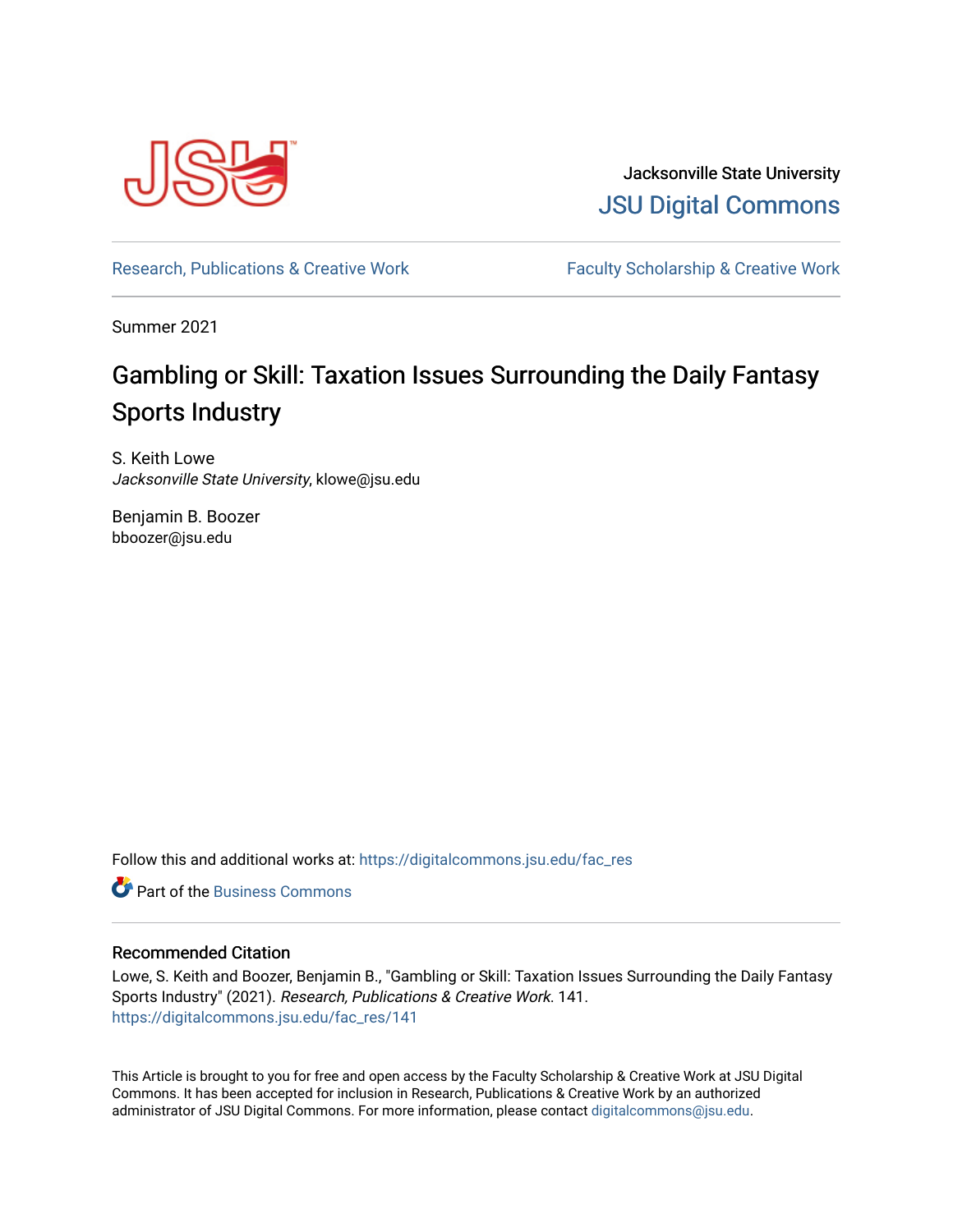Jacksonville State University

JSU Digital Commons

Research, Publications & Creative Work

Faculty Scholarship & Creative Work

Summer 2021

# Gambling or Skill: Taxation Issues Surrounding the Daily Fantasy Sports Industry

S. Keith Lowe
*Jacksonville State University*, klowe@jsu.edu

Benjamin B. Boozer
bboozer@jsu.edu

Follow this and additional works at: https://digitalcommons.jsu.edu/fac_res

Part of the Business Commons

## Recommended Citation

Lowe, S. Keith and Boozer, Benjamin B., "Gambling or Skill: Taxation Issues Surrounding the Daily Fantasy Sports Industry" (2021). *Research, Publications & Creative Work*. 141.
https://digitalcommons.jsu.edu/fac_res/141

This Article is brought to you for free and open access by the Faculty Scholarship & Creative Work at JSU Digital Commons. It has been accepted for inclusion in Research, Publications & Creative Work by an authorized administrator of JSU Digital Commons. For more information, please contact digitalcommons@jsu.edu.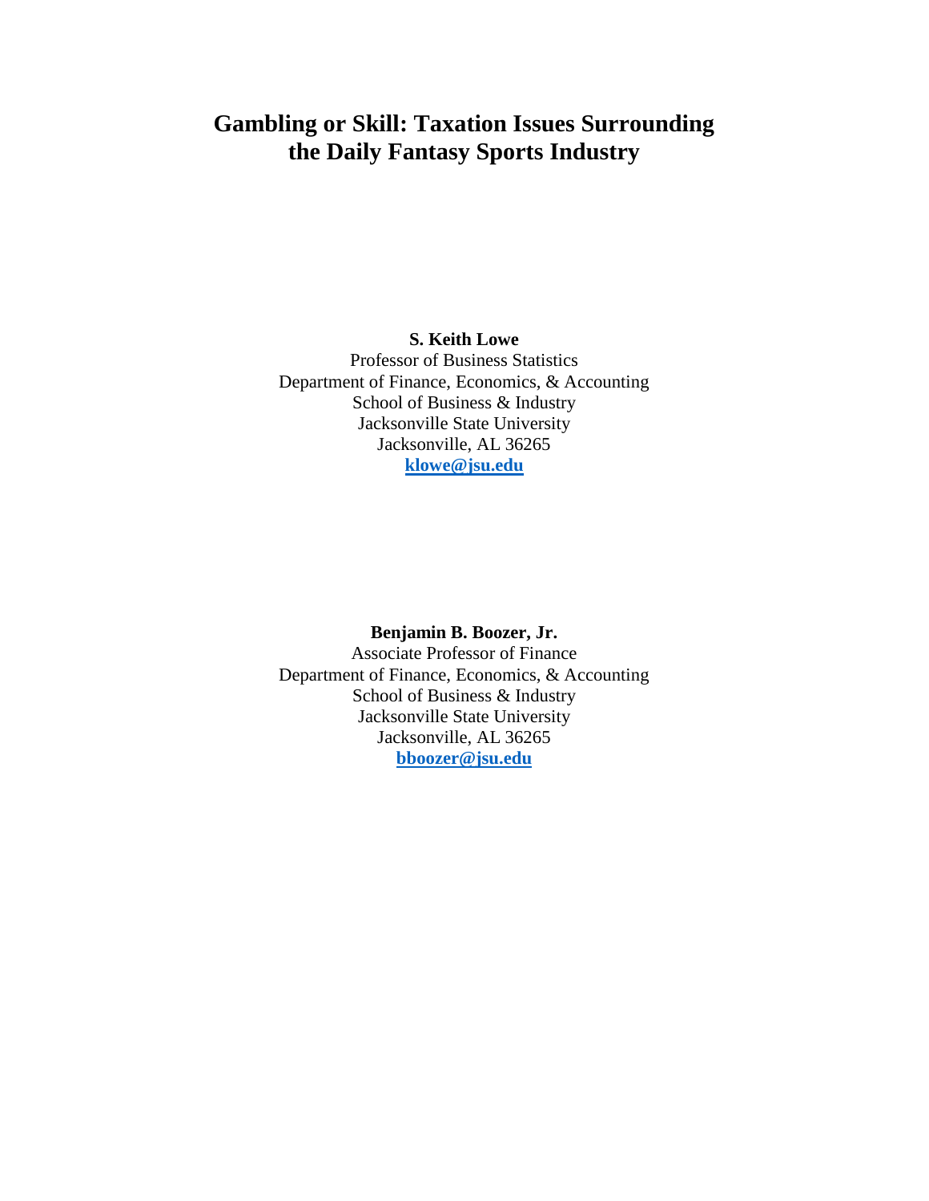# Gambling or Skill: Taxation Issues Surrounding the Daily Fantasy Sports Industry

**S. Keith Lowe**
Professor of Business Statistics
Department of Finance, Economics, & Accounting
School of Business & Industry
Jacksonville State University
Jacksonville, AL 36265
**klowe@jsu.edu**

**Benjamin B. Boozer, Jr.**
Associate Professor of Finance
Department of Finance, Economics, & Accounting
School of Business & Industry
Jacksonville State University
Jacksonville, AL 36265
**bboozer@jsu.edu**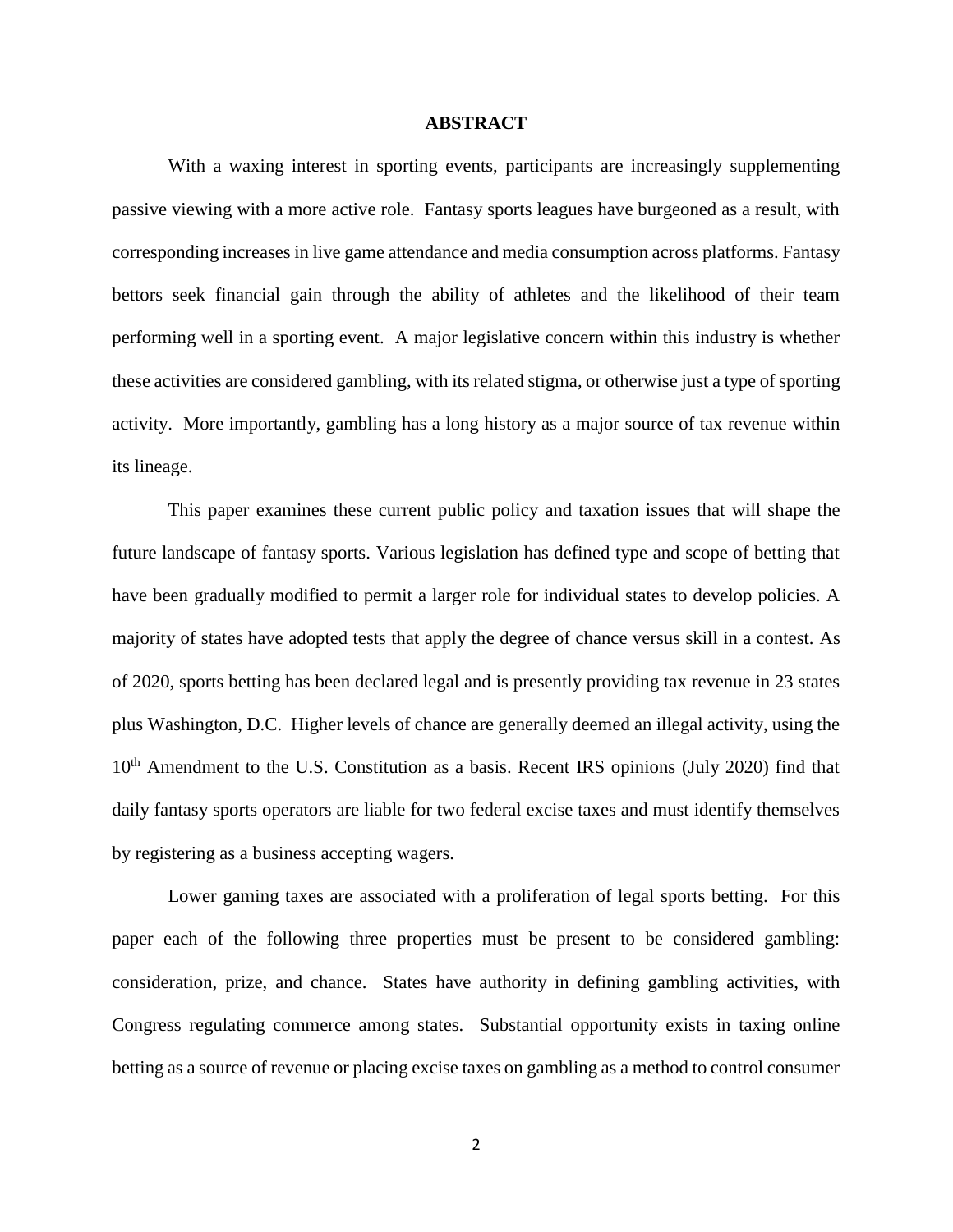## ABSTRACT

With a waxing interest in sporting events, participants are increasingly supplementing passive viewing with a more active role. Fantasy sports leagues have burgeoned as a result, with corresponding increases in live game attendance and media consumption across platforms. Fantasy bettors seek financial gain through the ability of athletes and the likelihood of their team performing well in a sporting event. A major legislative concern within this industry is whether these activities are considered gambling, with its related stigma, or otherwise just a type of sporting activity. More importantly, gambling has a long history as a major source of tax revenue within its lineage.

This paper examines these current public policy and taxation issues that will shape the future landscape of fantasy sports. Various legislation has defined type and scope of betting that have been gradually modified to permit a larger role for individual states to develop policies. A majority of states have adopted tests that apply the degree of chance versus skill in a contest. As of 2020, sports betting has been declared legal and is presently providing tax revenue in 23 states plus Washington, D.C. Higher levels of chance are generally deemed an illegal activity, using the 10th Amendment to the U.S. Constitution as a basis. Recent IRS opinions (July 2020) find that daily fantasy sports operators are liable for two federal excise taxes and must identify themselves by registering as a business accepting wagers.

Lower gaming taxes are associated with a proliferation of legal sports betting. For this paper each of the following three properties must be present to be considered gambling: consideration, prize, and chance. States have authority in defining gambling activities, with Congress regulating commerce among states. Substantial opportunity exists in taxing online betting as a source of revenue or placing excise taxes on gambling as a method to control consumer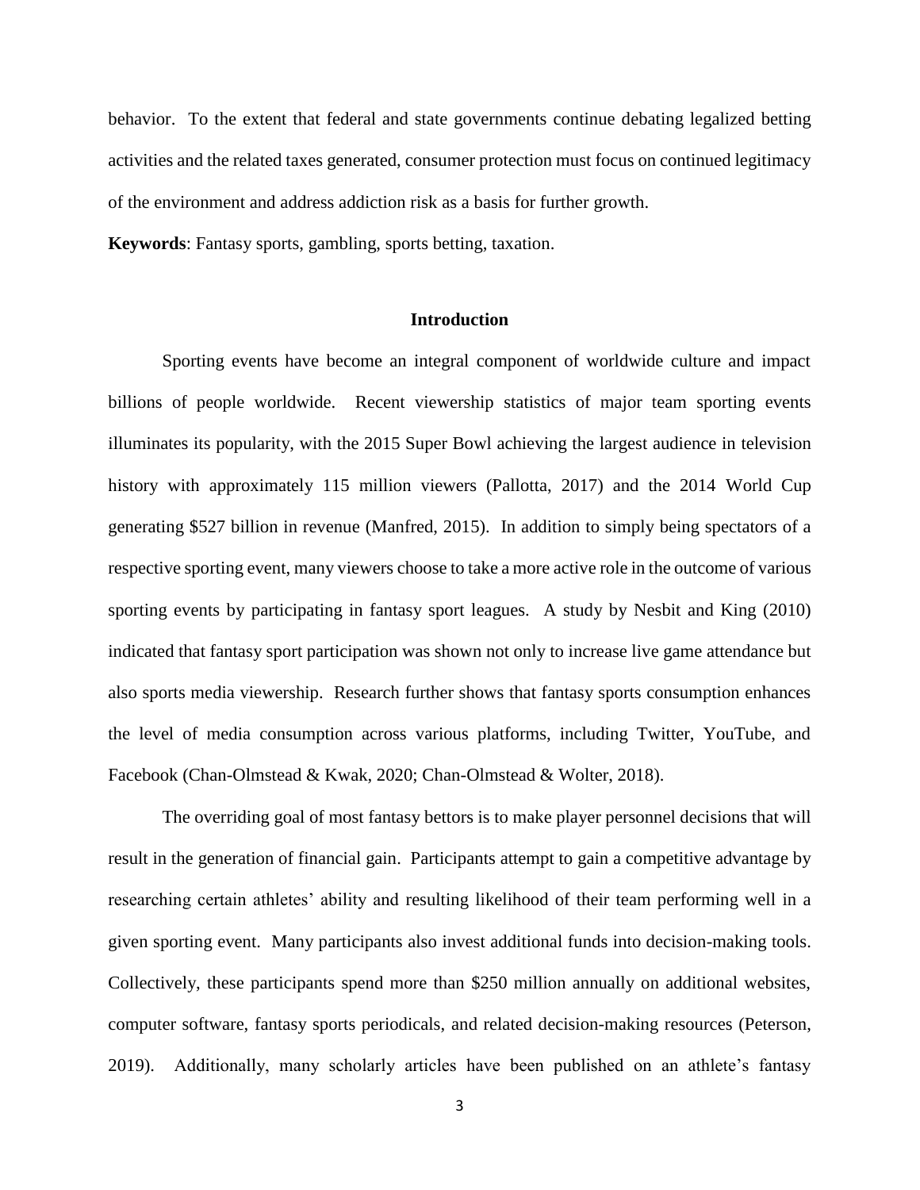behavior. To the extent that federal and state governments continue debating legalized betting activities and the related taxes generated, consumer protection must focus on continued legitimacy of the environment and address addiction risk as a basis for further growth.

**Keywords**: Fantasy sports, gambling, sports betting, taxation.

## Introduction

Sporting events have become an integral component of worldwide culture and impact billions of people worldwide. Recent viewership statistics of major team sporting events illuminates its popularity, with the 2015 Super Bowl achieving the largest audience in television history with approximately 115 million viewers (Pallotta, 2017) and the 2014 World Cup generating $527 billion in revenue (Manfred, 2015). In addition to simply being spectators of a respective sporting event, many viewers choose to take a more active role in the outcome of various sporting events by participating in fantasy sport leagues. A study by Nesbit and King (2010) indicated that fantasy sport participation was shown not only to increase live game attendance but also sports media viewership. Research further shows that fantasy sports consumption enhances the level of media consumption across various platforms, including Twitter, YouTube, and Facebook (Chan-Olmstead & Kwak, 2020; Chan-Olmstead & Wolter, 2018).

The overriding goal of most fantasy bettors is to make player personnel decisions that will result in the generation of financial gain. Participants attempt to gain a competitive advantage by researching certain athletes' ability and resulting likelihood of their team performing well in a given sporting event. Many participants also invest additional funds into decision-making tools. Collectively, these participants spend more than $250 million annually on additional websites, computer software, fantasy sports periodicals, and related decision-making resources (Peterson, 2019). Additionally, many scholarly articles have been published on an athlete's fantasy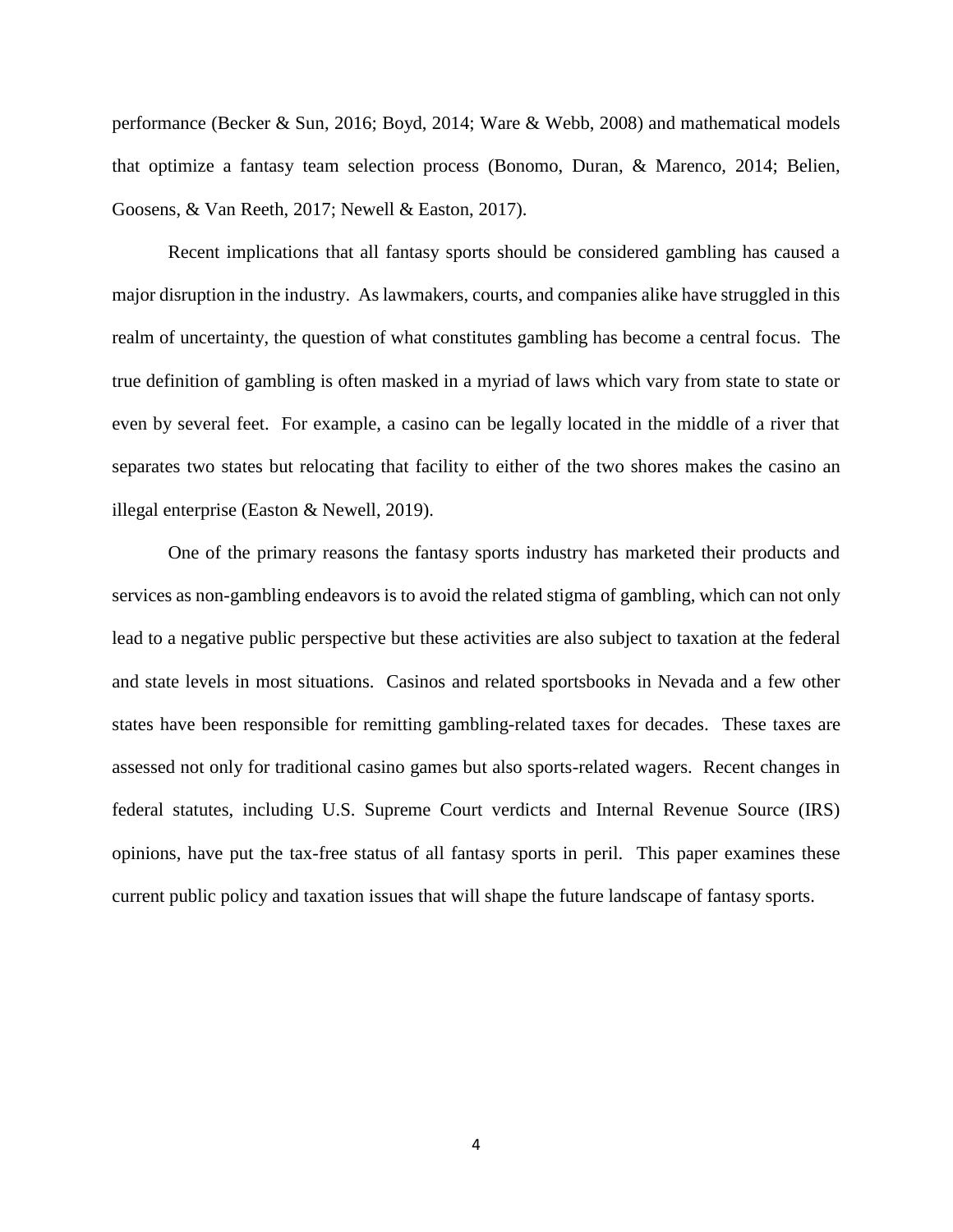performance (Becker & Sun, 2016; Boyd, 2014; Ware & Webb, 2008) and mathematical models that optimize a fantasy team selection process (Bonomo, Duran, & Marenco, 2014; Belien, Goosens, & Van Reeth, 2017; Newell & Easton, 2017).

Recent implications that all fantasy sports should be considered gambling has caused a major disruption in the industry. As lawmakers, courts, and companies alike have struggled in this realm of uncertainty, the question of what constitutes gambling has become a central focus. The true definition of gambling is often masked in a myriad of laws which vary from state to state or even by several feet. For example, a casino can be legally located in the middle of a river that separates two states but relocating that facility to either of the two shores makes the casino an illegal enterprise (Easton & Newell, 2019).

One of the primary reasons the fantasy sports industry has marketed their products and services as non-gambling endeavors is to avoid the related stigma of gambling, which can not only lead to a negative public perspective but these activities are also subject to taxation at the federal and state levels in most situations. Casinos and related sportsbooks in Nevada and a few other states have been responsible for remitting gambling-related taxes for decades. These taxes are assessed not only for traditional casino games but also sports-related wagers. Recent changes in federal statutes, including U.S. Supreme Court verdicts and Internal Revenue Source (IRS) opinions, have put the tax-free status of all fantasy sports in peril. This paper examines these current public policy and taxation issues that will shape the future landscape of fantasy sports.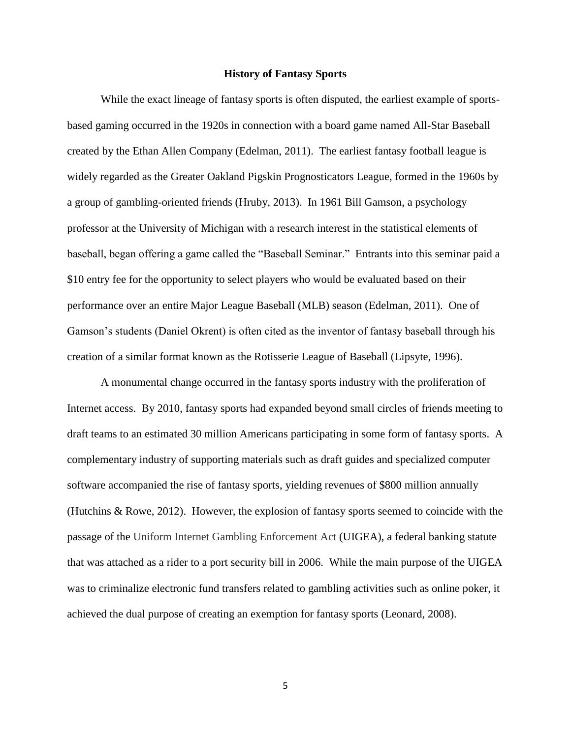## History of Fantasy Sports

While the exact lineage of fantasy sports is often disputed, the earliest example of sports-based gaming occurred in the 1920s in connection with a board game named All-Star Baseball created by the Ethan Allen Company (Edelman, 2011). The earliest fantasy football league is widely regarded as the Greater Oakland Pigskin Prognosticators League, formed in the 1960s by a group of gambling-oriented friends (Hruby, 2013). In 1961 Bill Gamson, a psychology professor at the University of Michigan with a research interest in the statistical elements of baseball, began offering a game called the "Baseball Seminar." Entrants into this seminar paid a $10 entry fee for the opportunity to select players who would be evaluated based on their performance over an entire Major League Baseball (MLB) season (Edelman, 2011). One of Gamson's students (Daniel Okrent) is often cited as the inventor of fantasy baseball through his creation of a similar format known as the Rotisserie League of Baseball (Lipsyte, 1996).

A monumental change occurred in the fantasy sports industry with the proliferation of Internet access. By 2010, fantasy sports had expanded beyond small circles of friends meeting to draft teams to an estimated 30 million Americans participating in some form of fantasy sports. A complementary industry of supporting materials such as draft guides and specialized computer software accompanied the rise of fantasy sports, yielding revenues of $800 million annually (Hutchins & Rowe, 2012). However, the explosion of fantasy sports seemed to coincide with the passage of the Uniform Internet Gambling Enforcement Act (UIGEA), a federal banking statute that was attached as a rider to a port security bill in 2006. While the main purpose of the UIGEA was to criminalize electronic fund transfers related to gambling activities such as online poker, it achieved the dual purpose of creating an exemption for fantasy sports (Leonard, 2008).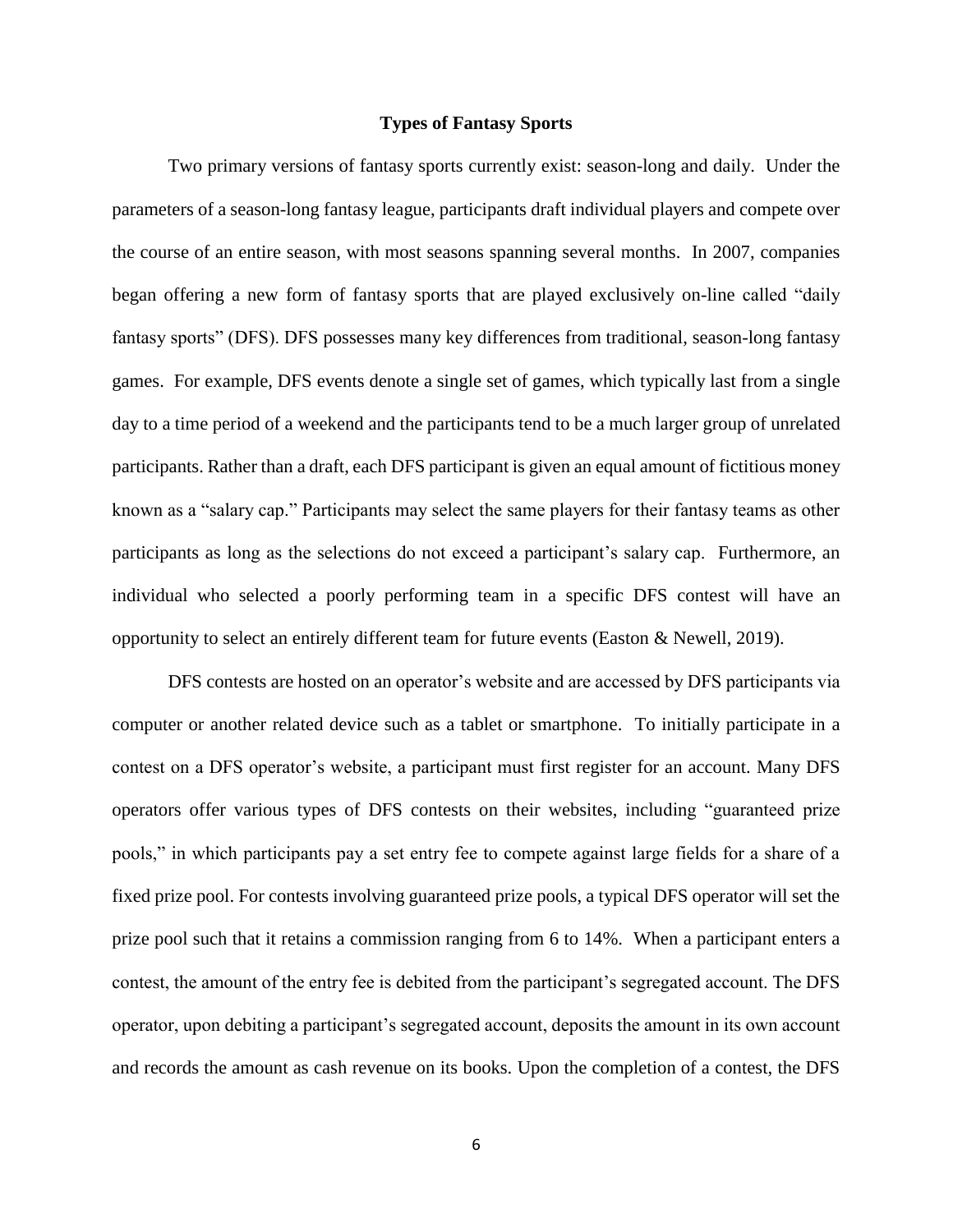## Types of Fantasy Sports

Two primary versions of fantasy sports currently exist: season-long and daily. Under the parameters of a season-long fantasy league, participants draft individual players and compete over the course of an entire season, with most seasons spanning several months. In 2007, companies began offering a new form of fantasy sports that are played exclusively on-line called "daily fantasy sports" (DFS). DFS possesses many key differences from traditional, season-long fantasy games. For example, DFS events denote a single set of games, which typically last from a single day to a time period of a weekend and the participants tend to be a much larger group of unrelated participants. Rather than a draft, each DFS participant is given an equal amount of fictitious money known as a "salary cap." Participants may select the same players for their fantasy teams as other participants as long as the selections do not exceed a participant's salary cap. Furthermore, an individual who selected a poorly performing team in a specific DFS contest will have an opportunity to select an entirely different team for future events (Easton & Newell, 2019).

DFS contests are hosted on an operator's website and are accessed by DFS participants via computer or another related device such as a tablet or smartphone. To initially participate in a contest on a DFS operator's website, a participant must first register for an account. Many DFS operators offer various types of DFS contests on their websites, including "guaranteed prize pools," in which participants pay a set entry fee to compete against large fields for a share of a fixed prize pool. For contests involving guaranteed prize pools, a typical DFS operator will set the prize pool such that it retains a commission ranging from 6 to 14%. When a participant enters a contest, the amount of the entry fee is debited from the participant's segregated account. The DFS operator, upon debiting a participant's segregated account, deposits the amount in its own account and records the amount as cash revenue on its books. Upon the completion of a contest, the DFS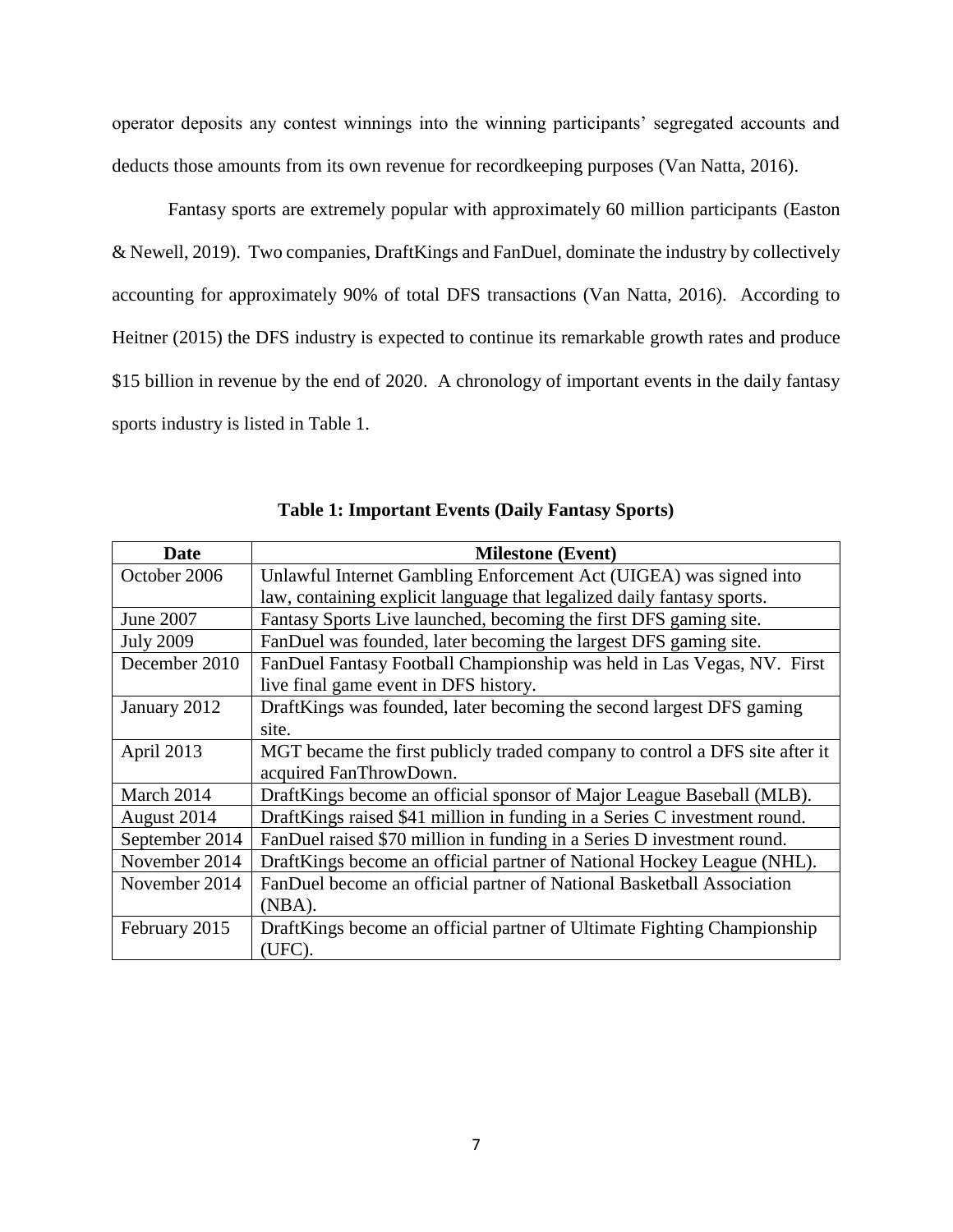operator deposits any contest winnings into the winning participants' segregated accounts and deducts those amounts from its own revenue for recordkeeping purposes (Van Natta, 2016).

Fantasy sports are extremely popular with approximately 60 million participants (Easton & Newell, 2019). Two companies, DraftKings and FanDuel, dominate the industry by collectively accounting for approximately 90% of total DFS transactions (Van Natta, 2016). According to Heitner (2015) the DFS industry is expected to continue its remarkable growth rates and produce $15 billion in revenue by the end of 2020. A chronology of important events in the daily fantasy sports industry is listed in Table 1.

**Table 1: Important Events (Daily Fantasy Sports)**

| Date | Milestone (Event) |
|---|---|
| October 2006 | Unlawful Internet Gambling Enforcement Act (UIGEA) was signed into law, containing explicit language that legalized daily fantasy sports. |
| June 2007 | Fantasy Sports Live launched, becoming the first DFS gaming site. |
| July 2009 | FanDuel was founded, later becoming the largest DFS gaming site. |
| December 2010 | FanDuel Fantasy Football Championship was held in Las Vegas, NV. First live final game event in DFS history. |
| January 2012 | DraftKings was founded, later becoming the second largest DFS gaming site. |
| April 2013 | MGT became the first publicly traded company to control a DFS site after it acquired FanThrowDown. |
| March 2014 | DraftKings become an official sponsor of Major League Baseball (MLB). |
| August 2014 | DraftKings raised $41 million in funding in a Series C investment round. |
| September 2014 | FanDuel raised $70 million in funding in a Series D investment round. |
| November 2014 | DraftKings become an official partner of National Hockey League (NHL). |
| November 2014 | FanDuel become an official partner of National Basketball Association (NBA). |
| February 2015 | DraftKings become an official partner of Ultimate Fighting Championship (UFC). |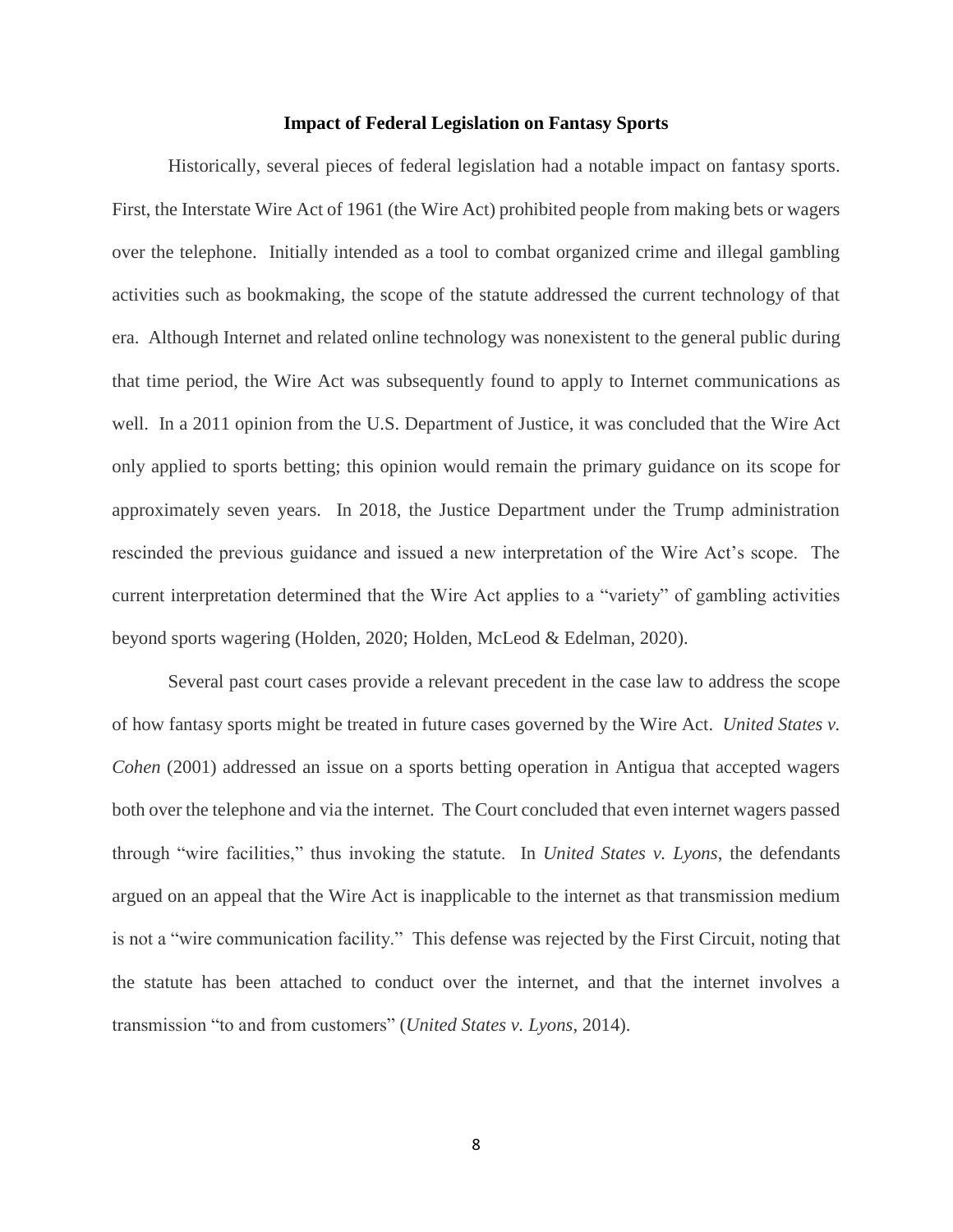## Impact of Federal Legislation on Fantasy Sports

Historically, several pieces of federal legislation had a notable impact on fantasy sports. First, the Interstate Wire Act of 1961 (the Wire Act) prohibited people from making bets or wagers over the telephone. Initially intended as a tool to combat organized crime and illegal gambling activities such as bookmaking, the scope of the statute addressed the current technology of that era. Although Internet and related online technology was nonexistent to the general public during that time period, the Wire Act was subsequently found to apply to Internet communications as well. In a 2011 opinion from the U.S. Department of Justice, it was concluded that the Wire Act only applied to sports betting; this opinion would remain the primary guidance on its scope for approximately seven years. In 2018, the Justice Department under the Trump administration rescinded the previous guidance and issued a new interpretation of the Wire Act's scope. The current interpretation determined that the Wire Act applies to a "variety" of gambling activities beyond sports wagering (Holden, 2020; Holden, McLeod & Edelman, 2020).

Several past court cases provide a relevant precedent in the case law to address the scope of how fantasy sports might be treated in future cases governed by the Wire Act. *United States v. Cohen* (2001) addressed an issue on a sports betting operation in Antigua that accepted wagers both over the telephone and via the internet. The Court concluded that even internet wagers passed through "wire facilities," thus invoking the statute. In *United States v. Lyons*, the defendants argued on an appeal that the Wire Act is inapplicable to the internet as that transmission medium is not a "wire communication facility." This defense was rejected by the First Circuit, noting that the statute has been attached to conduct over the internet, and that the internet involves a transmission "to and from customers" (*United States v. Lyons*, 2014).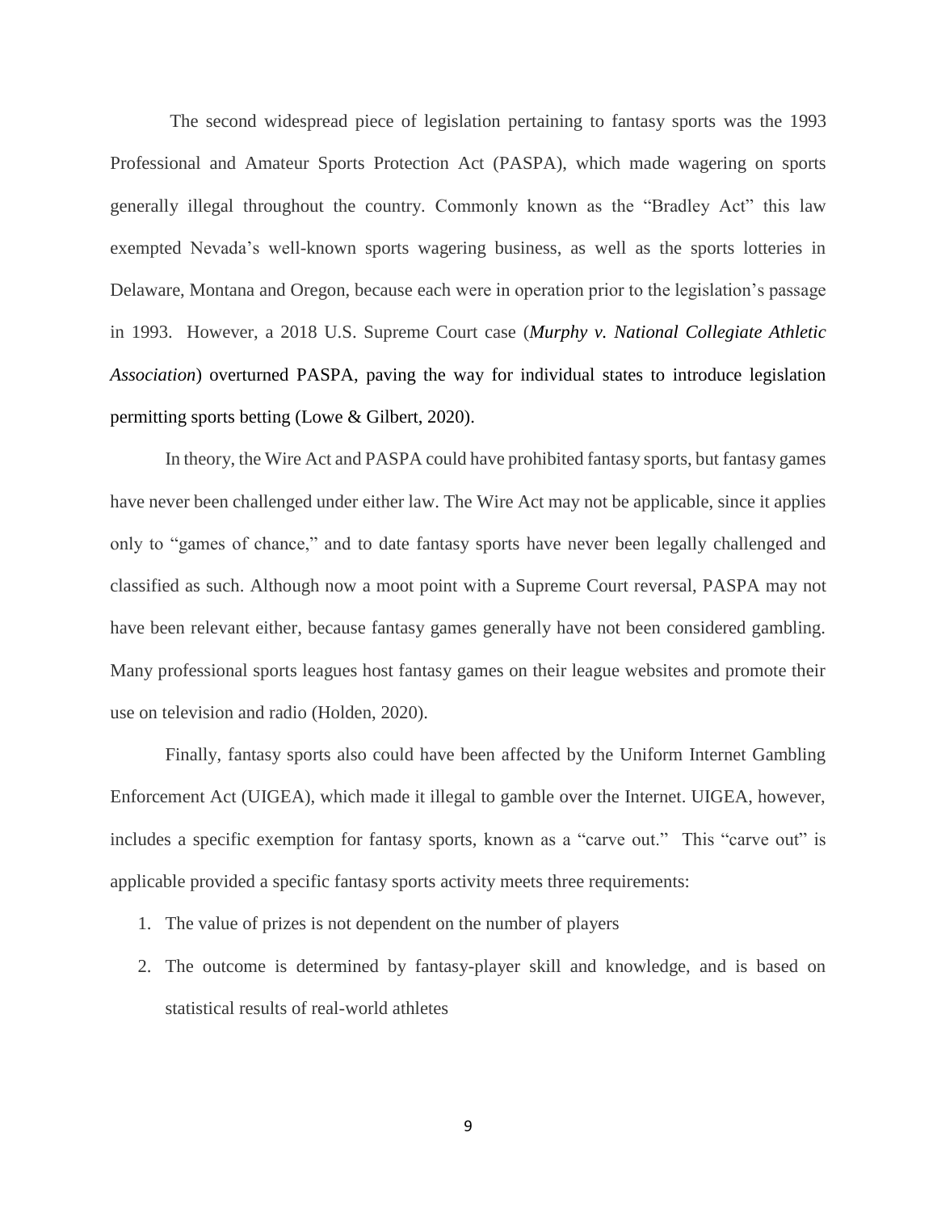The second widespread piece of legislation pertaining to fantasy sports was the 1993 Professional and Amateur Sports Protection Act (PASPA), which made wagering on sports generally illegal throughout the country. Commonly known as the "Bradley Act" this law exempted Nevada's well-known sports wagering business, as well as the sports lotteries in Delaware, Montana and Oregon, because each were in operation prior to the legislation's passage in 1993. However, a 2018 U.S. Supreme Court case (*Murphy v. National Collegiate Athletic Association*) overturned PASPA, paving the way for individual states to introduce legislation permitting sports betting (Lowe & Gilbert, 2020).

In theory, the Wire Act and PASPA could have prohibited fantasy sports, but fantasy games have never been challenged under either law. The Wire Act may not be applicable, since it applies only to "games of chance," and to date fantasy sports have never been legally challenged and classified as such. Although now a moot point with a Supreme Court reversal, PASPA may not have been relevant either, because fantasy games generally have not been considered gambling. Many professional sports leagues host fantasy games on their league websites and promote their use on television and radio (Holden, 2020).

Finally, fantasy sports also could have been affected by the Uniform Internet Gambling Enforcement Act (UIGEA), which made it illegal to gamble over the Internet. UIGEA, however, includes a specific exemption for fantasy sports, known as a "carve out." This "carve out" is applicable provided a specific fantasy sports activity meets three requirements:

1. The value of prizes is not dependent on the number of players
2. The outcome is determined by fantasy-player skill and knowledge, and is based on statistical results of real-world athletes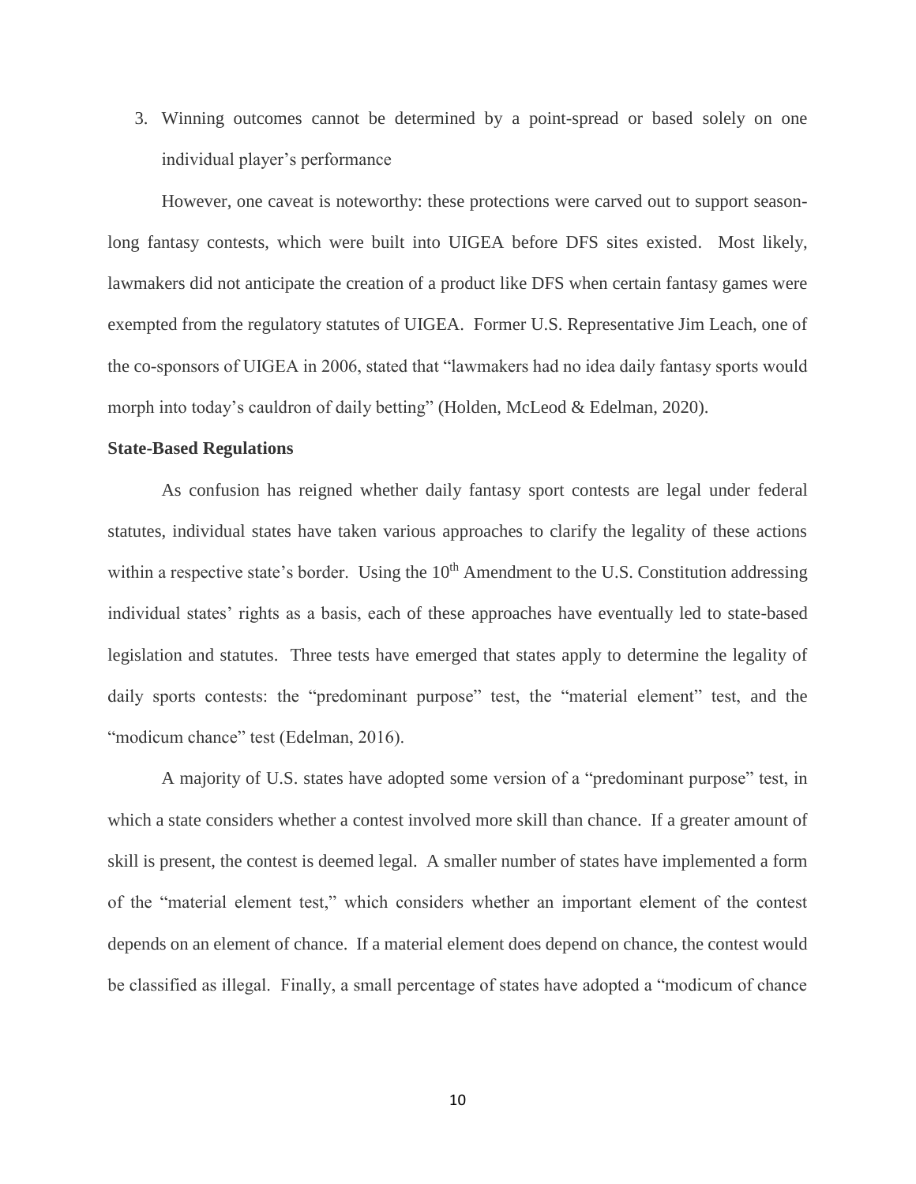3. Winning outcomes cannot be determined by a point-spread or based solely on one individual player's performance

However, one caveat is noteworthy: these protections were carved out to support season-long fantasy contests, which were built into UIGEA before DFS sites existed. Most likely, lawmakers did not anticipate the creation of a product like DFS when certain fantasy games were exempted from the regulatory statutes of UIGEA. Former U.S. Representative Jim Leach, one of the co-sponsors of UIGEA in 2006, stated that "lawmakers had no idea daily fantasy sports would morph into today's cauldron of daily betting" (Holden, McLeod & Edelman, 2020).

**State-Based Regulations**

As confusion has reigned whether daily fantasy sport contests are legal under federal statutes, individual states have taken various approaches to clarify the legality of these actions within a respective state's border. Using the 10th Amendment to the U.S. Constitution addressing individual states' rights as a basis, each of these approaches have eventually led to state-based legislation and statutes. Three tests have emerged that states apply to determine the legality of daily sports contests: the "predominant purpose" test, the "material element" test, and the "modicum chance" test (Edelman, 2016).

A majority of U.S. states have adopted some version of a "predominant purpose" test, in which a state considers whether a contest involved more skill than chance. If a greater amount of skill is present, the contest is deemed legal. A smaller number of states have implemented a form of the "material element test," which considers whether an important element of the contest depends on an element of chance. If a material element does depend on chance, the contest would be classified as illegal. Finally, a small percentage of states have adopted a "modicum of chance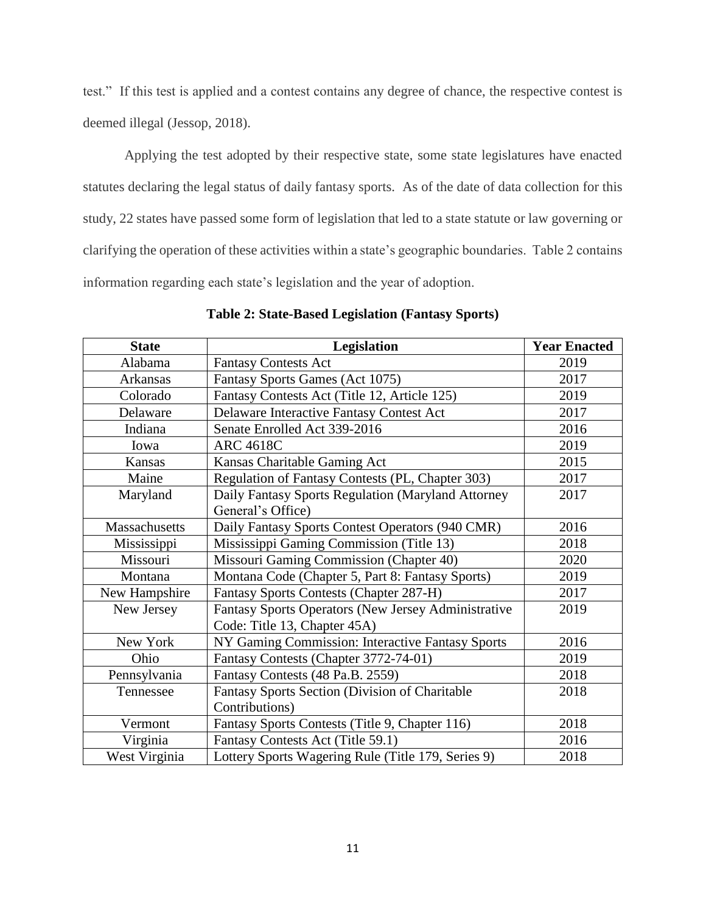test." If this test is applied and a contest contains any degree of chance, the respective contest is deemed illegal (Jessop, 2018).

Applying the test adopted by their respective state, some state legislatures have enacted statutes declaring the legal status of daily fantasy sports. As of the date of data collection for this study, 22 states have passed some form of legislation that led to a state statute or law governing or clarifying the operation of these activities within a state's geographic boundaries. Table 2 contains information regarding each state's legislation and the year of adoption.

**Table 2: State-Based Legislation (Fantasy Sports)**

| State | Legislation | Year Enacted |
|---|---|---|
| Alabama | Fantasy Contests Act | 2019 |
| Arkansas | Fantasy Sports Games (Act 1075) | 2017 |
| Colorado | Fantasy Contests Act (Title 12, Article 125) | 2019 |
| Delaware | Delaware Interactive Fantasy Contest Act | 2017 |
| Indiana | Senate Enrolled Act 339-2016 | 2016 |
| Iowa | ARC 4618C | 2019 |
| Kansas | Kansas Charitable Gaming Act | 2015 |
| Maine | Regulation of Fantasy Contests (PL, Chapter 303) | 2017 |
| Maryland | Daily Fantasy Sports Regulation (Maryland Attorney General's Office) | 2017 |
| Massachusetts | Daily Fantasy Sports Contest Operators (940 CMR) | 2016 |
| Mississippi | Mississippi Gaming Commission (Title 13) | 2018 |
| Missouri | Missouri Gaming Commission (Chapter 40) | 2020 |
| Montana | Montana Code (Chapter 5, Part 8: Fantasy Sports) | 2019 |
| New Hampshire | Fantasy Sports Contests (Chapter 287-H) | 2017 |
| New Jersey | Fantasy Sports Operators (New Jersey Administrative Code: Title 13, Chapter 45A) | 2019 |
| New York | NY Gaming Commission: Interactive Fantasy Sports | 2016 |
| Ohio | Fantasy Contests (Chapter 3772-74-01) | 2019 |
| Pennsylvania | Fantasy Contests (48 Pa.B. 2559) | 2018 |
| Tennessee | Fantasy Sports Section (Division of Charitable Contributions) | 2018 |
| Vermont | Fantasy Sports Contests (Title 9, Chapter 116) | 2018 |
| Virginia | Fantasy Contests Act (Title 59.1) | 2016 |
| West Virginia | Lottery Sports Wagering Rule (Title 179, Series 9) | 2018 |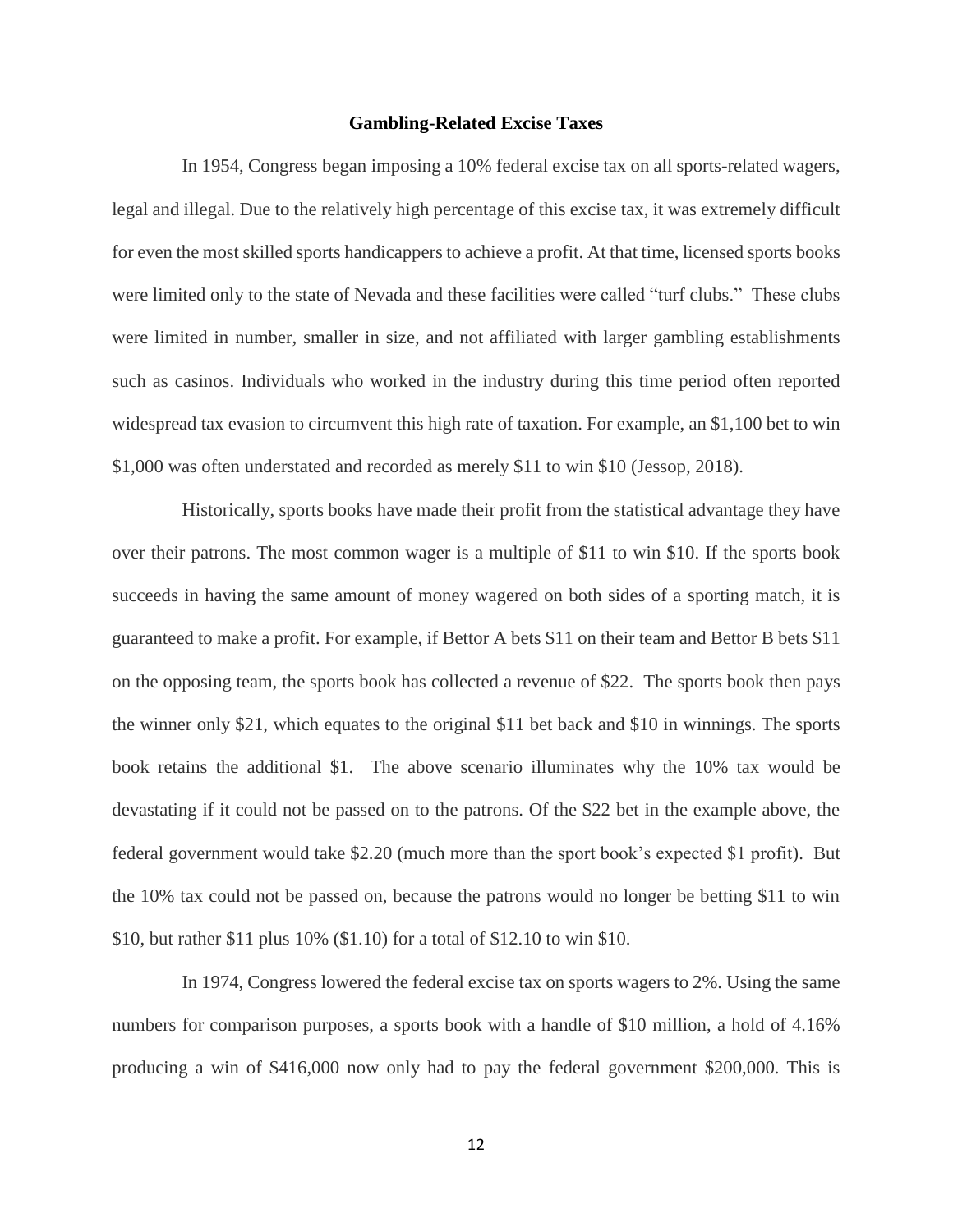## Gambling-Related Excise Taxes

In 1954, Congress began imposing a 10% federal excise tax on all sports-related wagers, legal and illegal. Due to the relatively high percentage of this excise tax, it was extremely difficult for even the most skilled sports handicappers to achieve a profit. At that time, licensed sports books were limited only to the state of Nevada and these facilities were called "turf clubs." These clubs were limited in number, smaller in size, and not affiliated with larger gambling establishments such as casinos. Individuals who worked in the industry during this time period often reported widespread tax evasion to circumvent this high rate of taxation. For example, an $1,100 bet to win $1,000 was often understated and recorded as merely $11 to win $10 (Jessop, 2018).

Historically, sports books have made their profit from the statistical advantage they have over their patrons. The most common wager is a multiple of $11 to win $10. If the sports book succeeds in having the same amount of money wagered on both sides of a sporting match, it is guaranteed to make a profit. For example, if Bettor A bets $11 on their team and Bettor B bets $11 on the opposing team, the sports book has collected a revenue of $22. The sports book then pays the winner only $21, which equates to the original $11 bet back and $10 in winnings. The sports book retains the additional $1. The above scenario illuminates why the 10% tax would be devastating if it could not be passed on to the patrons. Of the $22 bet in the example above, the federal government would take $2.20 (much more than the sport book's expected $1 profit). But the 10% tax could not be passed on, because the patrons would no longer be betting $11 to win $10, but rather $11 plus 10% ($1.10) for a total of $12.10 to win $10.

In 1974, Congress lowered the federal excise tax on sports wagers to 2%. Using the same numbers for comparison purposes, a sports book with a handle of $10 million, a hold of 4.16% producing a win of $416,000 now only had to pay the federal government $200,000. This is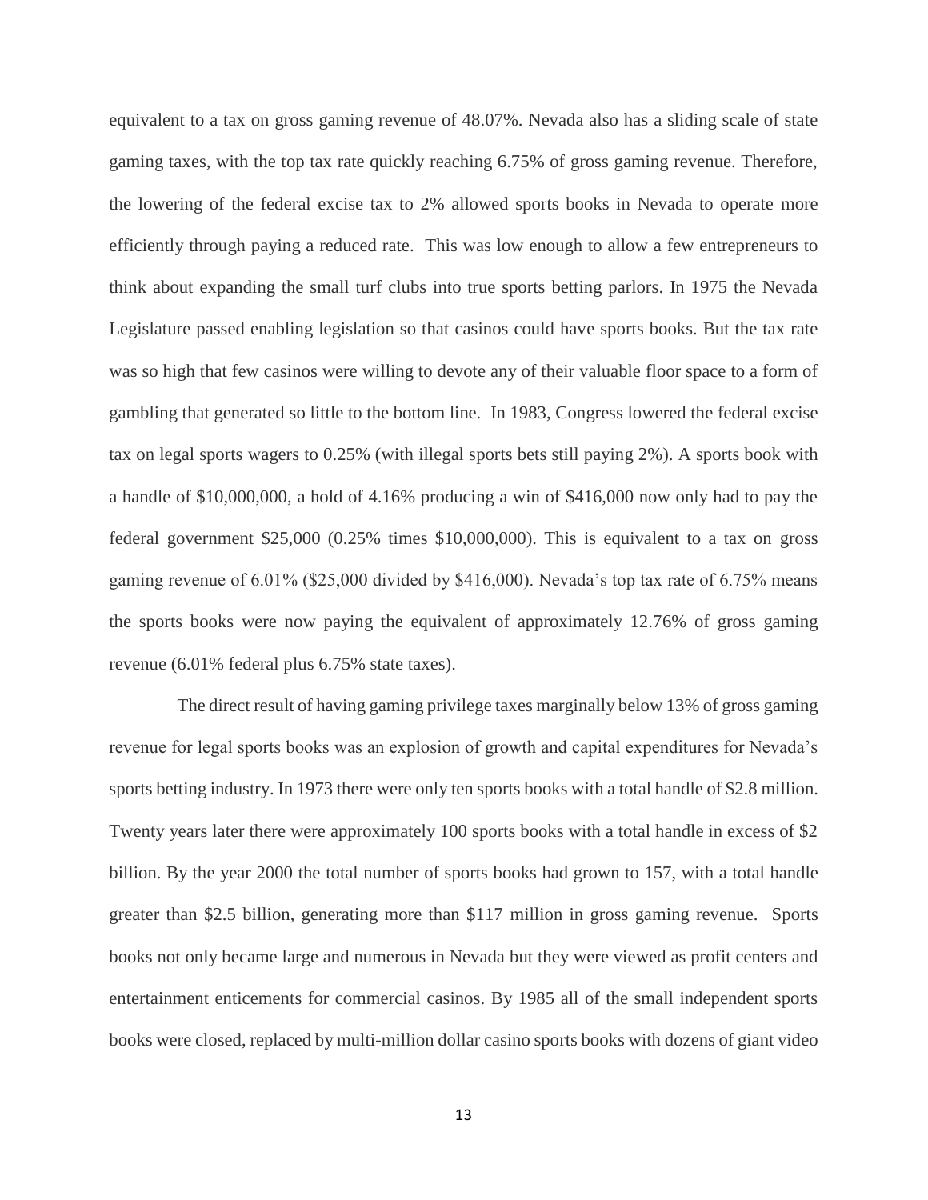equivalent to a tax on gross gaming revenue of 48.07%. Nevada also has a sliding scale of state gaming taxes, with the top tax rate quickly reaching 6.75% of gross gaming revenue. Therefore, the lowering of the federal excise tax to 2% allowed sports books in Nevada to operate more efficiently through paying a reduced rate. This was low enough to allow a few entrepreneurs to think about expanding the small turf clubs into true sports betting parlors. In 1975 the Nevada Legislature passed enabling legislation so that casinos could have sports books. But the tax rate was so high that few casinos were willing to devote any of their valuable floor space to a form of gambling that generated so little to the bottom line. In 1983, Congress lowered the federal excise tax on legal sports wagers to 0.25% (with illegal sports bets still paying 2%). A sports book with a handle of $10,000,000, a hold of 4.16% producing a win of $416,000 now only had to pay the federal government $25,000 (0.25% times $10,000,000). This is equivalent to a tax on gross gaming revenue of 6.01% ($25,000 divided by $416,000). Nevada's top tax rate of 6.75% means the sports books were now paying the equivalent of approximately 12.76% of gross gaming revenue (6.01% federal plus 6.75% state taxes).

The direct result of having gaming privilege taxes marginally below 13% of gross gaming revenue for legal sports books was an explosion of growth and capital expenditures for Nevada's sports betting industry. In 1973 there were only ten sports books with a total handle of $2.8 million. Twenty years later there were approximately 100 sports books with a total handle in excess of $2 billion. By the year 2000 the total number of sports books had grown to 157, with a total handle greater than $2.5 billion, generating more than $117 million in gross gaming revenue. Sports books not only became large and numerous in Nevada but they were viewed as profit centers and entertainment enticements for commercial casinos. By 1985 all of the small independent sports books were closed, replaced by multi-million dollar casino sports books with dozens of giant video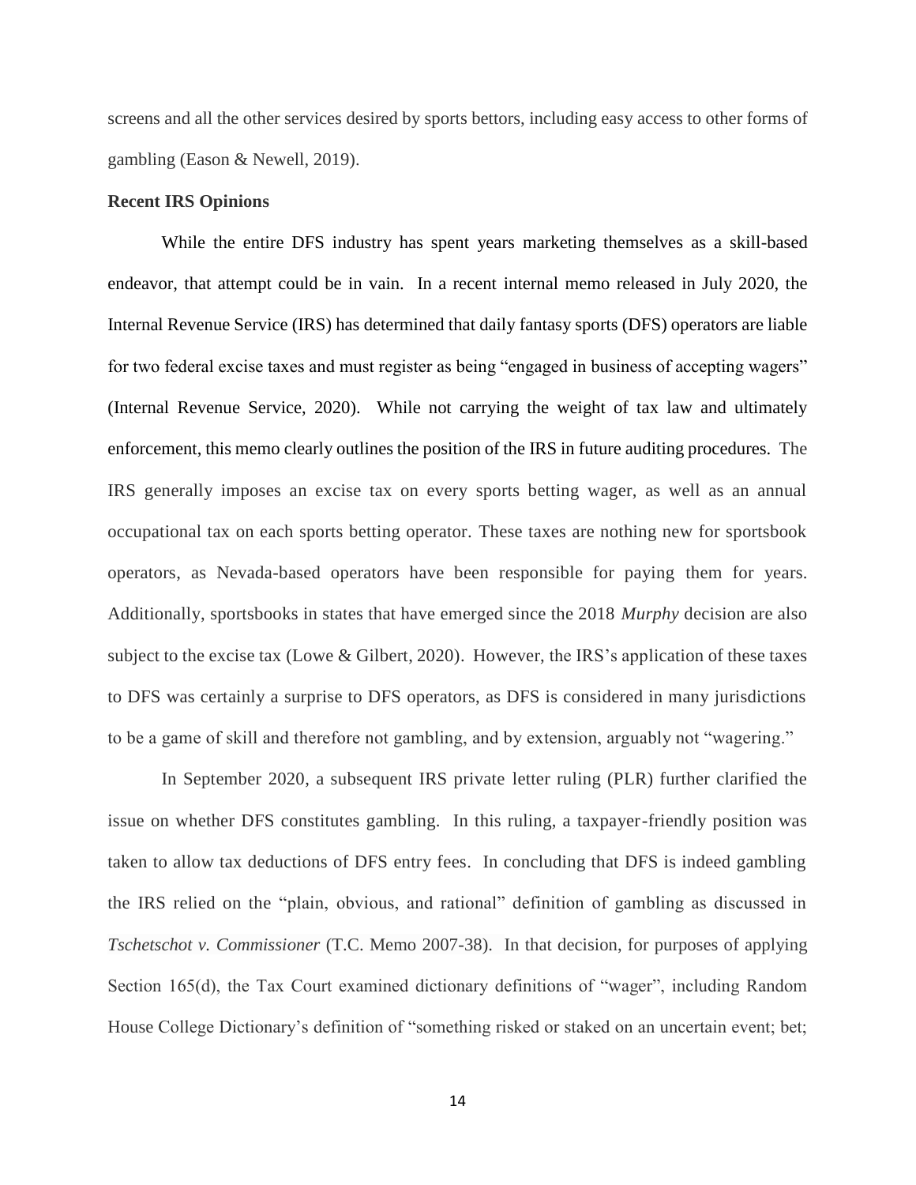screens and all the other services desired by sports bettors, including easy access to other forms of gambling (Eason & Newell, 2019).

**Recent IRS Opinions**

While the entire DFS industry has spent years marketing themselves as a skill-based endeavor, that attempt could be in vain. In a recent internal memo released in July 2020, the Internal Revenue Service (IRS) has determined that daily fantasy sports (DFS) operators are liable for two federal excise taxes and must register as being "engaged in business of accepting wagers" (Internal Revenue Service, 2020). While not carrying the weight of tax law and ultimately enforcement, this memo clearly outlines the position of the IRS in future auditing procedures. The IRS generally imposes an excise tax on every sports betting wager, as well as an annual occupational tax on each sports betting operator. These taxes are nothing new for sportsbook operators, as Nevada-based operators have been responsible for paying them for years. Additionally, sportsbooks in states that have emerged since the 2018 *Murphy* decision are also subject to the excise tax (Lowe & Gilbert, 2020). However, the IRS's application of these taxes to DFS was certainly a surprise to DFS operators, as DFS is considered in many jurisdictions to be a game of skill and therefore not gambling, and by extension, arguably not "wagering."

In September 2020, a subsequent IRS private letter ruling (PLR) further clarified the issue on whether DFS constitutes gambling. In this ruling, a taxpayer-friendly position was taken to allow tax deductions of DFS entry fees. In concluding that DFS is indeed gambling the IRS relied on the "plain, obvious, and rational" definition of gambling as discussed in *Tschetschot v. Commissioner* (T.C. Memo 2007-38). In that decision, for purposes of applying Section 165(d), the Tax Court examined dictionary definitions of "wager", including Random House College Dictionary's definition of "something risked or staked on an uncertain event; bet;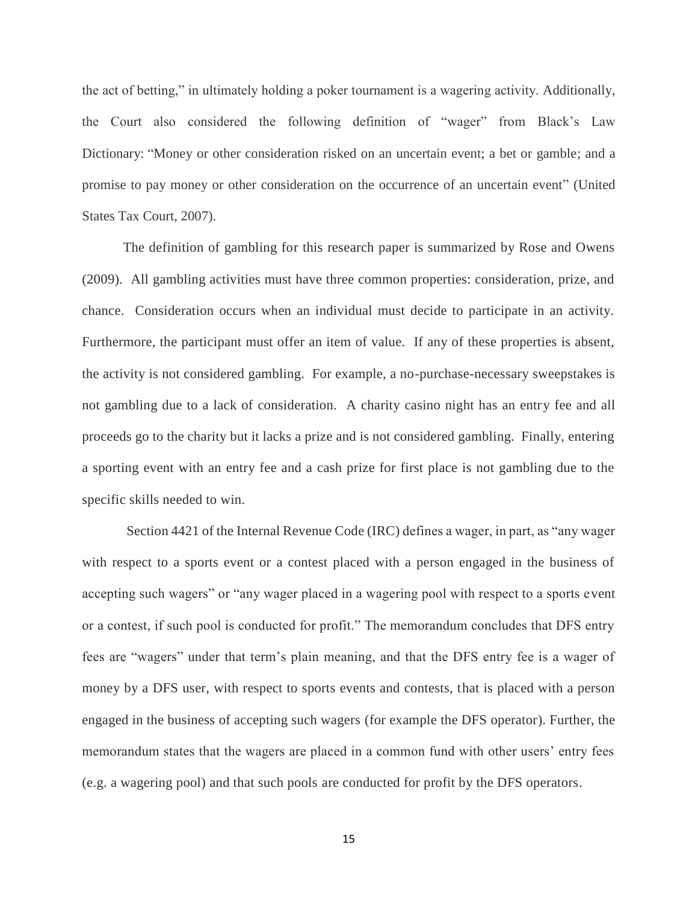the act of betting," in ultimately holding a poker tournament is a wagering activity. Additionally, the Court also considered the following definition of "wager" from Black's Law Dictionary: "Money or other consideration risked on an uncertain event; a bet or gamble; and a promise to pay money or other consideration on the occurrence of an uncertain event" (United States Tax Court, 2007).

The definition of gambling for this research paper is summarized by Rose and Owens (2009). All gambling activities must have three common properties: consideration, prize, and chance. Consideration occurs when an individual must decide to participate in an activity. Furthermore, the participant must offer an item of value. If any of these properties is absent, the activity is not considered gambling. For example, a no-purchase-necessary sweepstakes is not gambling due to a lack of consideration. A charity casino night has an entry fee and all proceeds go to the charity but it lacks a prize and is not considered gambling. Finally, entering a sporting event with an entry fee and a cash prize for first place is not gambling due to the specific skills needed to win.

Section 4421 of the Internal Revenue Code (IRC) defines a wager, in part, as "any wager with respect to a sports event or a contest placed with a person engaged in the business of accepting such wagers" or "any wager placed in a wagering pool with respect to a sports event or a contest, if such pool is conducted for profit." The memorandum concludes that DFS entry fees are "wagers" under that term's plain meaning, and that the DFS entry fee is a wager of money by a DFS user, with respect to sports events and contests, that is placed with a person engaged in the business of accepting such wagers (for example the DFS operator). Further, the memorandum states that the wagers are placed in a common fund with other users' entry fees (e.g. a wagering pool) and that such pools are conducted for profit by the DFS operators.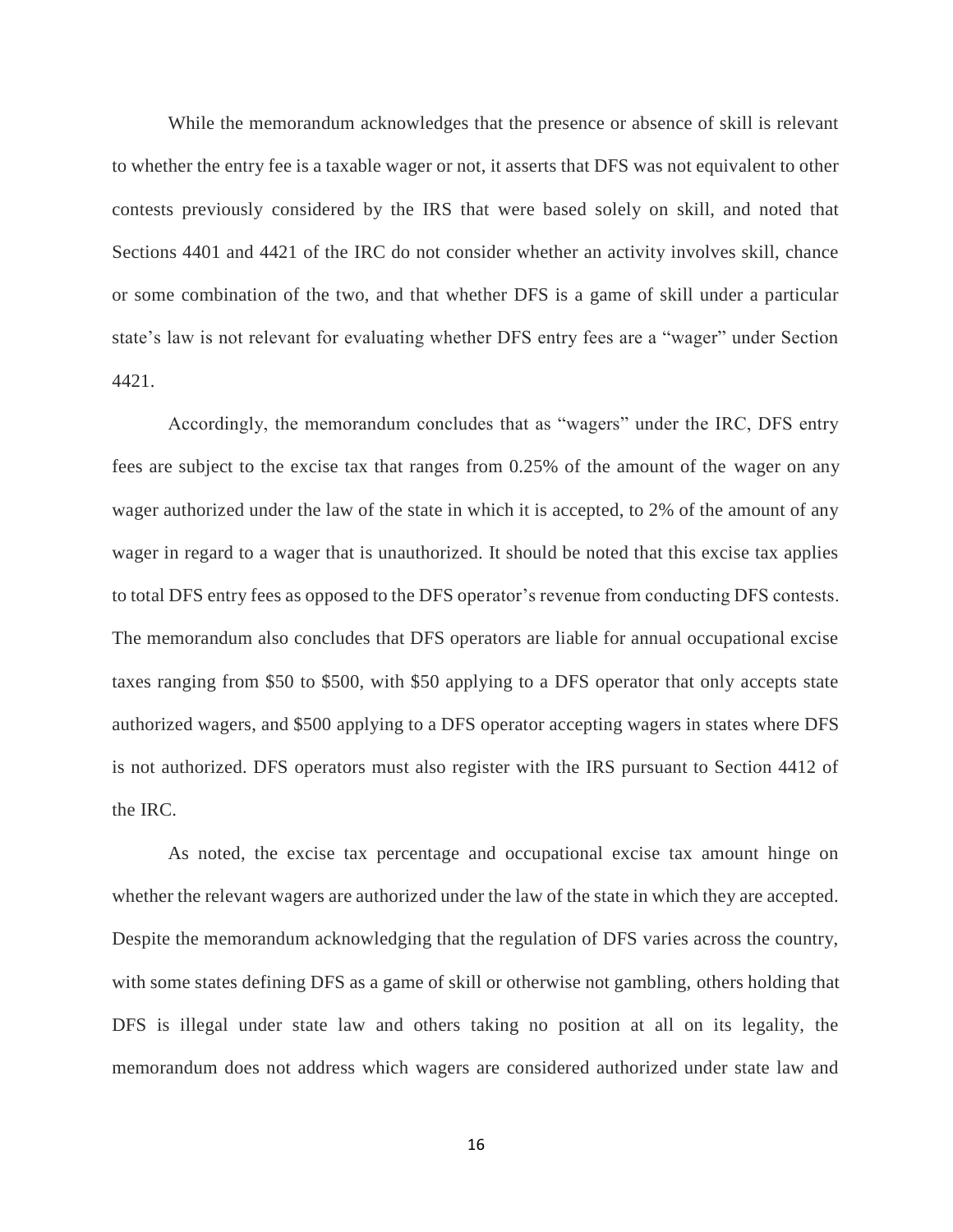While the memorandum acknowledges that the presence or absence of skill is relevant to whether the entry fee is a taxable wager or not, it asserts that DFS was not equivalent to other contests previously considered by the IRS that were based solely on skill, and noted that Sections 4401 and 4421 of the IRC do not consider whether an activity involves skill, chance or some combination of the two, and that whether DFS is a game of skill under a particular state's law is not relevant for evaluating whether DFS entry fees are a "wager" under Section 4421.

Accordingly, the memorandum concludes that as "wagers" under the IRC, DFS entry fees are subject to the excise tax that ranges from 0.25% of the amount of the wager on any wager authorized under the law of the state in which it is accepted, to 2% of the amount of any wager in regard to a wager that is unauthorized. It should be noted that this excise tax applies to total DFS entry fees as opposed to the DFS operator's revenue from conducting DFS contests. The memorandum also concludes that DFS operators are liable for annual occupational excise taxes ranging from $50 to $500, with $50 applying to a DFS operator that only accepts state authorized wagers, and $500 applying to a DFS operator accepting wagers in states where DFS is not authorized. DFS operators must also register with the IRS pursuant to Section 4412 of the IRC.

As noted, the excise tax percentage and occupational excise tax amount hinge on whether the relevant wagers are authorized under the law of the state in which they are accepted. Despite the memorandum acknowledging that the regulation of DFS varies across the country, with some states defining DFS as a game of skill or otherwise not gambling, others holding that DFS is illegal under state law and others taking no position at all on its legality, the memorandum does not address which wagers are considered authorized under state law and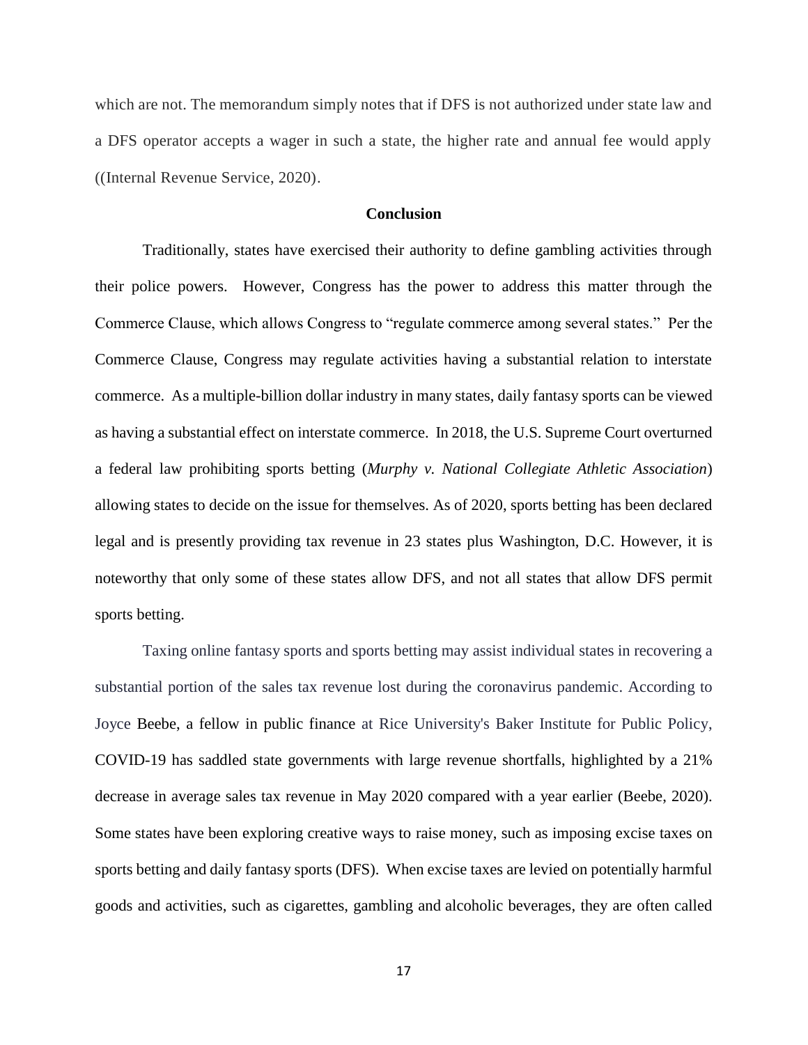which are not. The memorandum simply notes that if DFS is not authorized under state law and a DFS operator accepts a wager in such a state, the higher rate and annual fee would apply ((Internal Revenue Service, 2020).

## Conclusion

Traditionally, states have exercised their authority to define gambling activities through their police powers. However, Congress has the power to address this matter through the Commerce Clause, which allows Congress to "regulate commerce among several states." Per the Commerce Clause, Congress may regulate activities having a substantial relation to interstate commerce. As a multiple-billion dollar industry in many states, daily fantasy sports can be viewed as having a substantial effect on interstate commerce. In 2018, the U.S. Supreme Court overturned a federal law prohibiting sports betting (*Murphy v. National Collegiate Athletic Association*) allowing states to decide on the issue for themselves. As of 2020, sports betting has been declared legal and is presently providing tax revenue in 23 states plus Washington, D.C. However, it is noteworthy that only some of these states allow DFS, and not all states that allow DFS permit sports betting.

Taxing online fantasy sports and sports betting may assist individual states in recovering a substantial portion of the sales tax revenue lost during the coronavirus pandemic. According to Joyce Beebe, a fellow in public finance at Rice University's Baker Institute for Public Policy, COVID-19 has saddled state governments with large revenue shortfalls, highlighted by a 21% decrease in average sales tax revenue in May 2020 compared with a year earlier (Beebe, 2020). Some states have been exploring creative ways to raise money, such as imposing excise taxes on sports betting and daily fantasy sports (DFS). When excise taxes are levied on potentially harmful goods and activities, such as cigarettes, gambling and alcoholic beverages, they are often called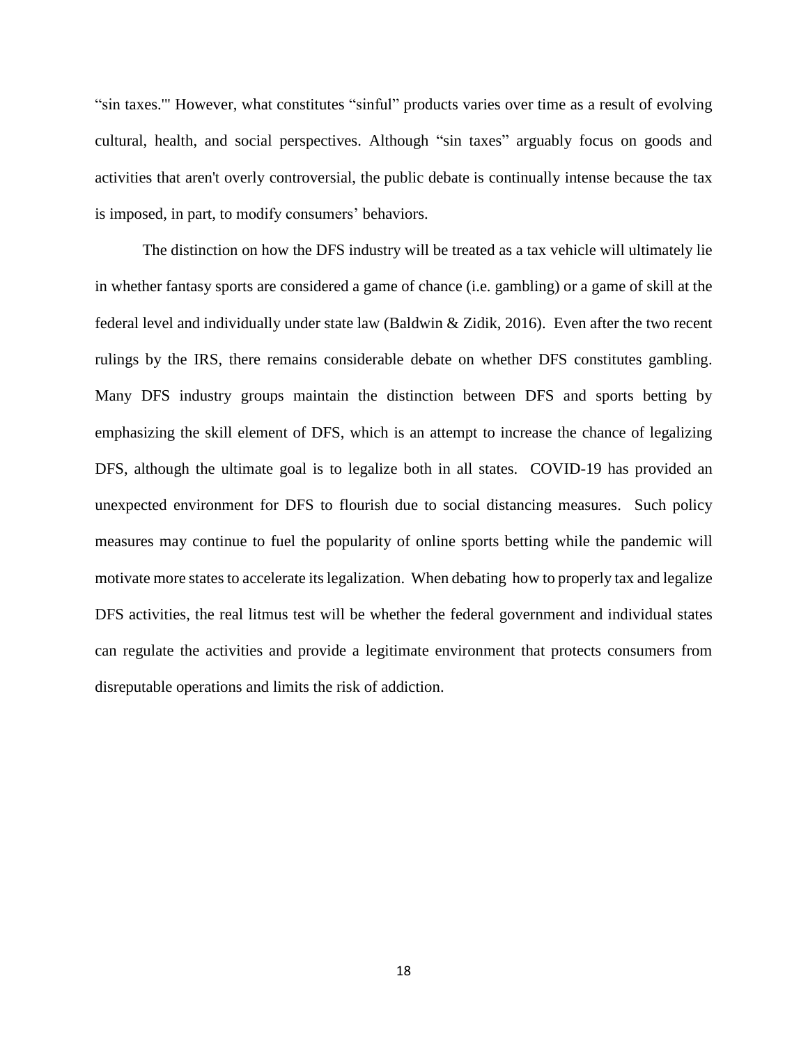"sin taxes."' However, what constitutes "sinful" products varies over time as a result of evolving cultural, health, and social perspectives. Although "sin taxes" arguably focus on goods and activities that aren't overly controversial, the public debate is continually intense because the tax is imposed, in part, to modify consumers' behaviors.

The distinction on how the DFS industry will be treated as a tax vehicle will ultimately lie in whether fantasy sports are considered a game of chance (i.e. gambling) or a game of skill at the federal level and individually under state law (Baldwin & Zidik, 2016). Even after the two recent rulings by the IRS, there remains considerable debate on whether DFS constitutes gambling. Many DFS industry groups maintain the distinction between DFS and sports betting by emphasizing the skill element of DFS, which is an attempt to increase the chance of legalizing DFS, although the ultimate goal is to legalize both in all states. COVID-19 has provided an unexpected environment for DFS to flourish due to social distancing measures. Such policy measures may continue to fuel the popularity of online sports betting while the pandemic will motivate more states to accelerate its legalization. When debating how to properly tax and legalize DFS activities, the real litmus test will be whether the federal government and individual states can regulate the activities and provide a legitimate environment that protects consumers from disreputable operations and limits the risk of addiction.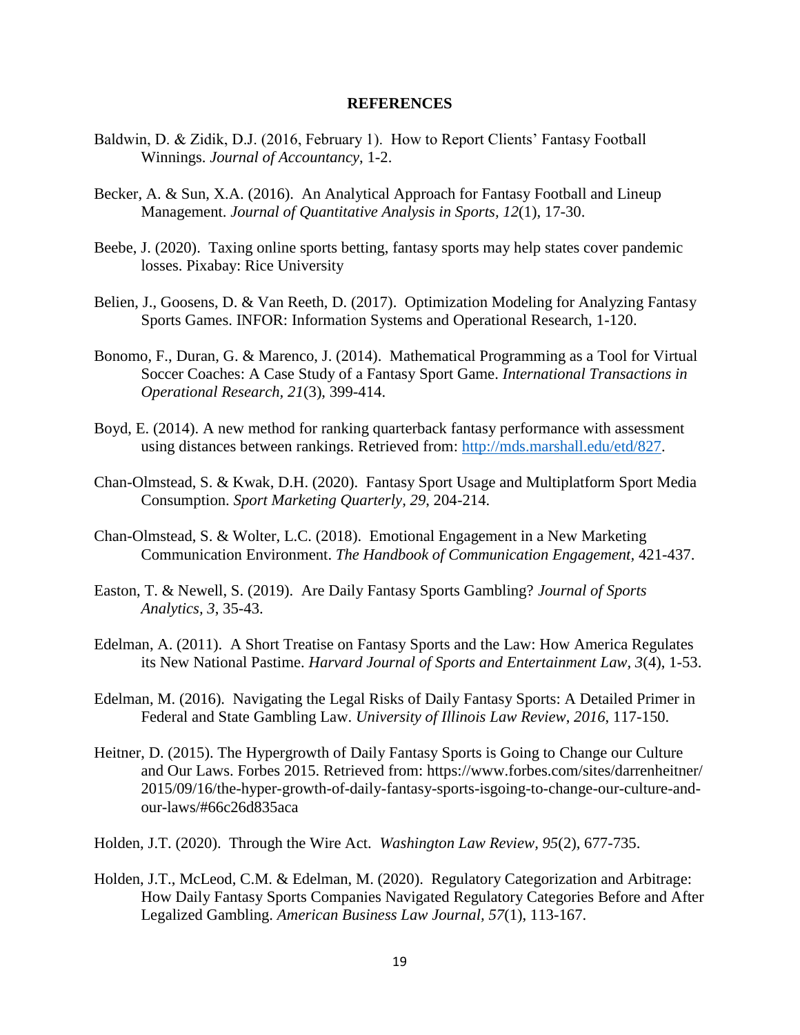# REFERENCES

Baldwin, D. & Zidik, D.J. (2016, February 1). How to Report Clients' Fantasy Football Winnings. *Journal of Accountancy*, 1-2.

Becker, A. & Sun, X.A. (2016). An Analytical Approach for Fantasy Football and Lineup Management. *Journal of Quantitative Analysis in Sports*, *12*(1), 17-30.

Beebe, J. (2020). Taxing online sports betting, fantasy sports may help states cover pandemic losses. Pixabay: Rice University

Belien, J., Goosens, D. & Van Reeth, D. (2017). Optimization Modeling for Analyzing Fantasy Sports Games. INFOR: Information Systems and Operational Research, 1-120.

Bonomo, F., Duran, G. & Marenco, J. (2014). Mathematical Programming as a Tool for Virtual Soccer Coaches: A Case Study of a Fantasy Sport Game. *International Transactions in Operational Research*, *21*(3), 399-414.

Boyd, E. (2014). A new method for ranking quarterback fantasy performance with assessment using distances between rankings. Retrieved from: http://mds.marshall.edu/etd/827.

Chan-Olmstead, S. & Kwak, D.H. (2020). Fantasy Sport Usage and Multiplatform Sport Media Consumption. *Sport Marketing Quarterly*, *29*, 204-214.

Chan-Olmstead, S. & Wolter, L.C. (2018). Emotional Engagement in a New Marketing Communication Environment. *The Handbook of Communication Engagement*, 421-437.

Easton, T. & Newell, S. (2019). Are Daily Fantasy Sports Gambling? *Journal of Sports Analytics*, *3*, 35-43.

Edelman, A. (2011). A Short Treatise on Fantasy Sports and the Law: How America Regulates its New National Pastime. *Harvard Journal of Sports and Entertainment Law*, *3*(4), 1-53.

Edelman, M. (2016). Navigating the Legal Risks of Daily Fantasy Sports: A Detailed Primer in Federal and State Gambling Law. *University of Illinois Law Review*, *2016*, 117-150.

Heitner, D. (2015). The Hypergrowth of Daily Fantasy Sports is Going to Change our Culture and Our Laws. Forbes 2015. Retrieved from: https://www.forbes.com/sites/darrenheitner/2015/09/16/the-hyper-growth-of-daily-fantasy-sports-isgoing-to-change-our-culture-and-our-laws/#66c26d835aca

Holden, J.T. (2020). Through the Wire Act. *Washington Law Review*, *95*(2), 677-735.

Holden, J.T., McLeod, C.M. & Edelman, M. (2020). Regulatory Categorization and Arbitrage: How Daily Fantasy Sports Companies Navigated Regulatory Categories Before and After Legalized Gambling. *American Business Law Journal*, *57*(1), 113-167.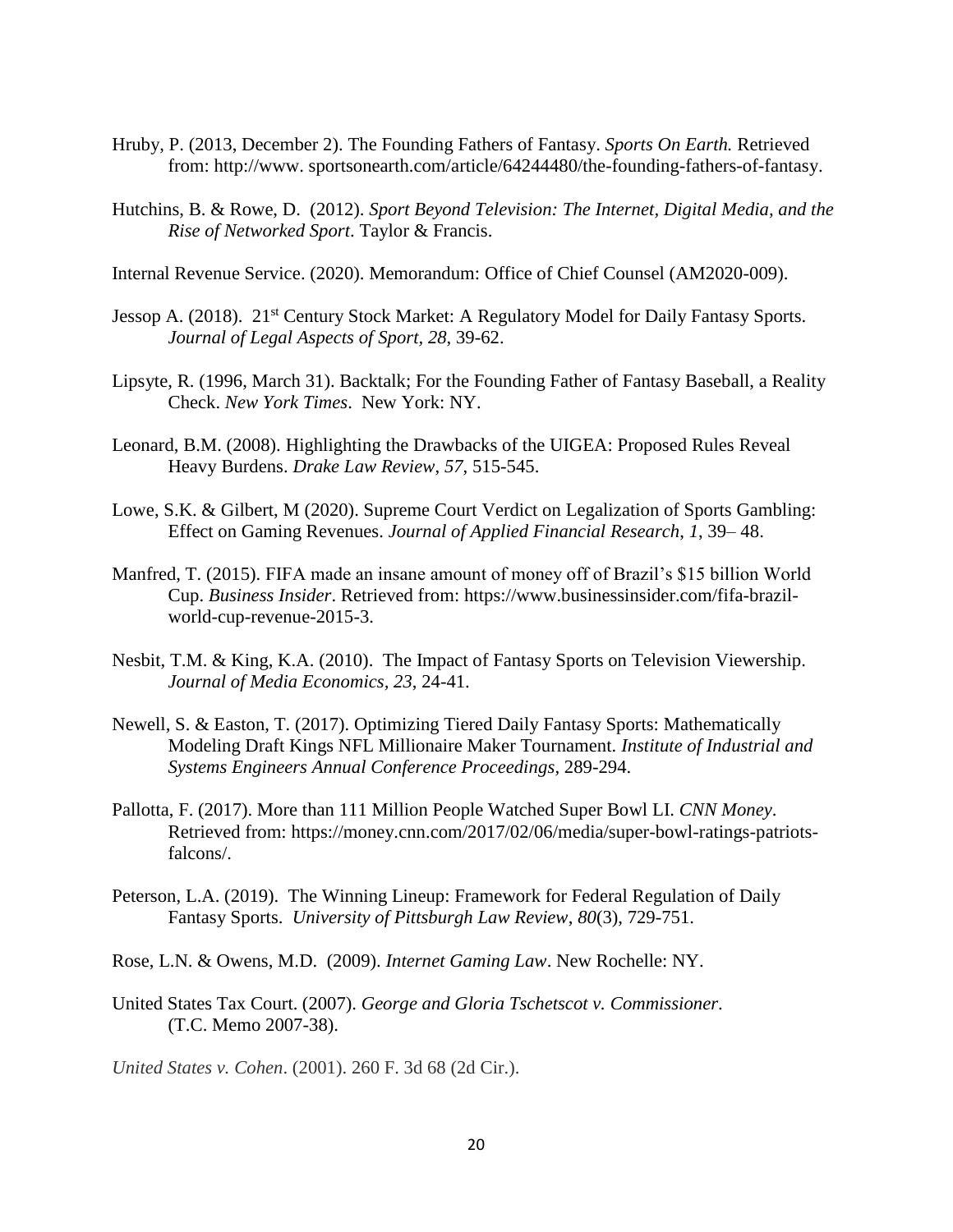Hruby, P. (2013, December 2). The Founding Fathers of Fantasy. *Sports On Earth.* Retrieved from: http://www. sportsonearth.com/article/64244480/the-founding-fathers-of-fantasy.

Hutchins, B. & Rowe, D. (2012). *Sport Beyond Television: The Internet, Digital Media, and the Rise of Networked Sport*. Taylor & Francis.

Internal Revenue Service. (2020). Memorandum: Office of Chief Counsel (AM2020-009).

Jessop A. (2018). 21st Century Stock Market: A Regulatory Model for Daily Fantasy Sports. *Journal of Legal Aspects of Sport, 28,* 39-62.

Lipsyte, R. (1996, March 31). Backtalk; For the Founding Father of Fantasy Baseball, a Reality Check. *New York Times*. New York: NY.

Leonard, B.M. (2008). Highlighting the Drawbacks of the UIGEA: Proposed Rules Reveal Heavy Burdens. *Drake Law Review, 57,* 515-545.

Lowe, S.K. & Gilbert, M (2020). Supreme Court Verdict on Legalization of Sports Gambling: Effect on Gaming Revenues. *Journal of Applied Financial Research*, *1*, 39– 48.

Manfred, T. (2015). FIFA made an insane amount of money off of Brazil's $15 billion World Cup. *Business Insider*. Retrieved from: https://www.businessinsider.com/fifa-brazil-world-cup-revenue-2015-3.

Nesbit, T.M. & King, K.A. (2010). The Impact of Fantasy Sports on Television Viewership. *Journal of Media Economics, 23,* 24-41.

Newell, S. & Easton, T. (2017). Optimizing Tiered Daily Fantasy Sports: Mathematically Modeling Draft Kings NFL Millionaire Maker Tournament. *Institute of Industrial and Systems Engineers Annual Conference Proceedings*, 289-294.

Pallotta, F. (2017). More than 111 Million People Watched Super Bowl LI. *CNN Money*. Retrieved from: https://money.cnn.com/2017/02/06/media/super-bowl-ratings-patriots-falcons/.

Peterson, L.A. (2019). The Winning Lineup: Framework for Federal Regulation of Daily Fantasy Sports. *University of Pittsburgh Law Review*, *80*(3), 729-751.

Rose, L.N. & Owens, M.D. (2009). *Internet Gaming Law*. New Rochelle: NY.

United States Tax Court. (2007). *George and Gloria Tschetscot v. Commissioner*. (T.C. Memo 2007-38).

*United States v. Cohen*. (2001). 260 F. 3d 68 (2d Cir.).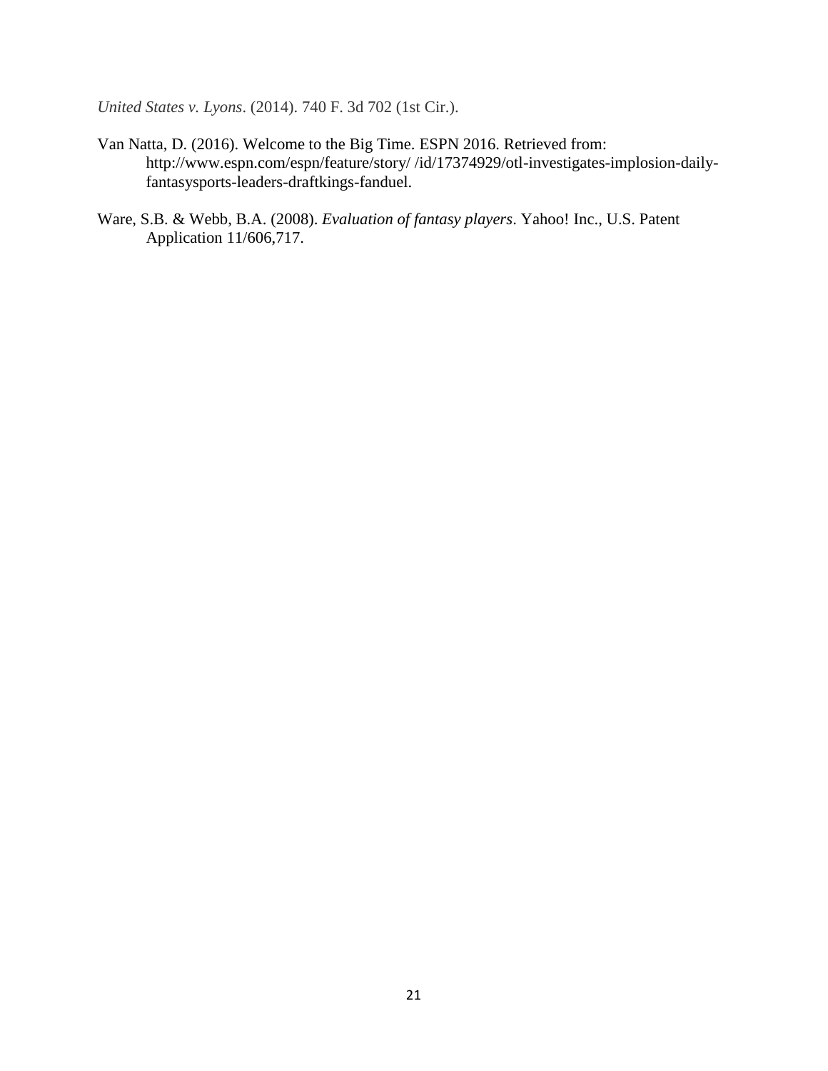*United States v. Lyons*. (2014). 740 F. 3d 702 (1st Cir.).

Van Natta, D. (2016). Welcome to the Big Time. ESPN 2016. Retrieved from: http://www.espn.com/espn/feature/story/ /id/17374929/otl-investigates-implosion-daily-fantasysports-leaders-draftkings-fanduel.

Ware, S.B. & Webb, B.A. (2008). *Evaluation of fantasy players*. Yahoo! Inc., U.S. Patent Application 11/606,717.